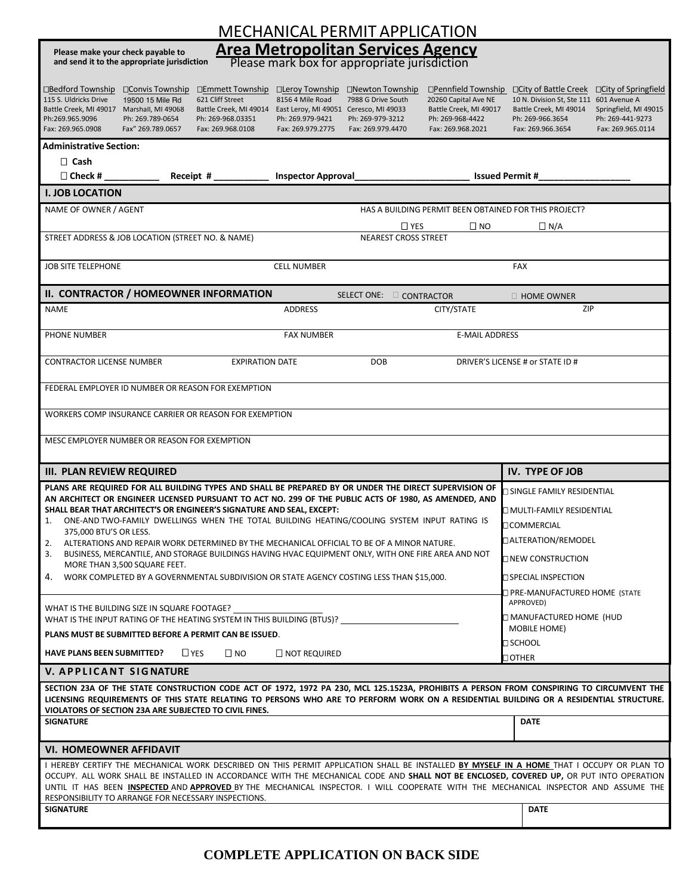# MECHANICAL PERMIT APPLICATION

**Please make your check payable to and send it to the appropriate jurisdiction**

## Area Metropolitan Services Agency

Please mark box for appropriate jurisdiction

| ☐Bedford Township | ☐Convis Township | ☐Emmett Township | ☐Leroy Township | ☐Newton Township | ☐Pennfield Township | ☐City of Battle Creek | ☐City of Springfield |
|---|---|---|---|---|---|---|---|
| 115 S. Uldricks Drive | 19500 15 Mile Rd | 621 Cliff Street | 8156 4 Mile Road | 7988 G Drive South | 20260 Capital Ave NE | 10 N. Division St, Ste 111 | 601 Avenue A |
| Battle Creek, MI 49017 | Marshall, MI 49068 | Battle Creek, MI 49014 | East Leroy, MI 49051 | Ceresco, MI 49033 | Battle Creek, MI 49017 | Battle Creek, MI 49014 | Springfield, MI 49015 |
| Ph:269.965.9096 | Ph: 269.789-0654 | Ph: 269-968.03351 | Ph: 269.979-9421 | Ph: 269-979-3212 | Ph: 269-968-4422 | Ph: 269-966.3654 | Ph: 269-441-9273 |
| Fax: 269.965.0908 | Fax" 269.789.0657 | Fax: 269.968.0108 | Fax: 269.979.2775 | Fax: 269.979.4470 | Fax: 269.968.2021 | Fax: 269.966.3654 | Fax: 269.965.0114 |

**Administrative Section:**

☐ **Cash**

☐ **Check #** ___________ **Receipt #** ___________ **Inspector Approval**_______________________ **Issued Permit #**__________________

## I. JOB LOCATION

NAME OF OWNER / AGENT

HAS A BUILDING PERMIT BEEN OBTAINED FOR THIS PROJECT? ☐ YES ☐ NO ☐ N/A

STREET ADDRESS & JOB LOCATION (STREET NO. & NAME) NEAREST CROSS STREET

JOB SITE TELEPHONE CELL NUMBER FAX

## II. CONTRACTOR / HOMEOWNER INFORMATION

SELECT ONE: ☐ CONTRACTOR ☐ HOME OWNER

NAME ADDRESS CITY/STATE ZIP

PHONE NUMBER FAX NUMBER E-MAIL ADDRESS

CONTRACTOR LICENSE NUMBER EXPIRATION DATE DOB DRIVER'S LICENSE # or STATE ID #

FEDERAL EMPLOYER ID NUMBER OR REASON FOR EXEMPTION

WORKERS COMP INSURANCE CARRIER OR REASON FOR EXEMPTION

MESC EMPLOYER NUMBER OR REASON FOR EXEMPTION

## III. PLAN REVIEW REQUIRED

**PLANS ARE REQUIRED FOR ALL BUILDING TYPES AND SHALL BE PREPARED BY OR UNDER THE DIRECT SUPERVISION OF AN ARCHITECT OR ENGINEER LICENSED PURSUANT TO ACT NO. 299 OF THE PUBLIC ACTS OF 1980, AS AMENDED, AND SHALL BEAR THAT ARCHITECT'S OR ENGINEER'S SIGNATURE AND SEAL, EXCEPT:**

1. ONE-AND TWO-FAMILY DWELLINGS WHEN THE TOTAL BUILDING HEATING/COOLING SYSTEM INPUT RATING IS 375,000 BTU'S OR LESS.
2. ALTERATIONS AND REPAIR WORK DETERMINED BY THE MECHANICAL OFFICIAL TO BE OF A MINOR NATURE.
3. BUSINESS, MERCANTILE, AND STORAGE BUILDINGS HAVING HVAC EQUIPMENT ONLY, WITH ONE FIRE AREA AND NOT MORE THAN 3,500 SQUARE FEET.
4. WORK COMPLETED BY A GOVERNMENTAL SUBDIVISION OR STATE AGENCY COSTING LESS THAN $15,000.

WHAT IS THE BUILDING SIZE IN SQUARE FOOTAGE? ___________________

WHAT IS THE INPUT RATING OF THE HEATING SYSTEM IN THIS BUILDING (BTUS)? ___________________________

**PLANS MUST BE SUBMITTED BEFORE A PERMIT CAN BE ISSUED**.

**HAVE PLANS BEEN SUBMITTED?** ☐ YES ☐ NO ☐ NOT REQUIRED

## IV. TYPE OF JOB

- ☐ SINGLE FAMILY RESIDENTIAL
- ☐ MULTI-FAMILY RESIDENTIAL
- ☐ COMMERCIAL
- ☐ ALTERATION/REMODEL
- ☐ NEW CONSTRUCTION
- ☐ SPECIAL INSPECTION
- ☐ PRE-MANUFACTURED HOME (STATE APPROVED)
- ☐ MANUFACTURED HOME (HUD MOBILE HOME)
- ☐ SCHOOL
- ☐ OTHER

## V. APPLICANT SIGNATURE

**SECTION 23A OF THE STATE CONSTRUCTION CODE ACT OF 1972, 1972 PA 230, MCL 125.1523A, PROHIBITS A PERSON FROM CONSPIRING TO CIRCUMVENT THE LICENSING REQUIREMENTS OF THIS STATE RELATING TO PERSONS WHO ARE TO PERFORM WORK ON A RESIDENTIAL BUILDING OR A RESIDENTIAL STRUCTURE. VIOLATORS OF SECTION 23A ARE SUBJECTED TO CIVIL FINES.**

**SIGNATURE** **DATE**

## VI. HOMEOWNER AFFIDAVIT

I HEREBY CERTIFY THE MECHANICAL WORK DESCRIBED ON THIS PERMIT APPLICATION SHALL BE INSTALLED **BY MYSELF IN A HOME** THAT I OCCUPY OR PLAN TO OCCUPY. ALL WORK SHALL BE INSTALLED IN ACCORDANCE WITH THE MECHANICAL CODE AND **SHALL NOT BE ENCLOSED, COVERED UP,** OR PUT INTO OPERATION UNTIL IT HAS BEEN **INSPECTED** AND **APPROVED** BY THE MECHANICAL INSPECTOR. I WILL COOPERATE WITH THE MECHANICAL INSPECTOR AND ASSUME THE RESPONSIBILITY TO ARRANGE FOR NECESSARY INSPECTIONS.

**SIGNATURE** **DATE**

**COMPLETE APPLICATION ON BACK SIDE**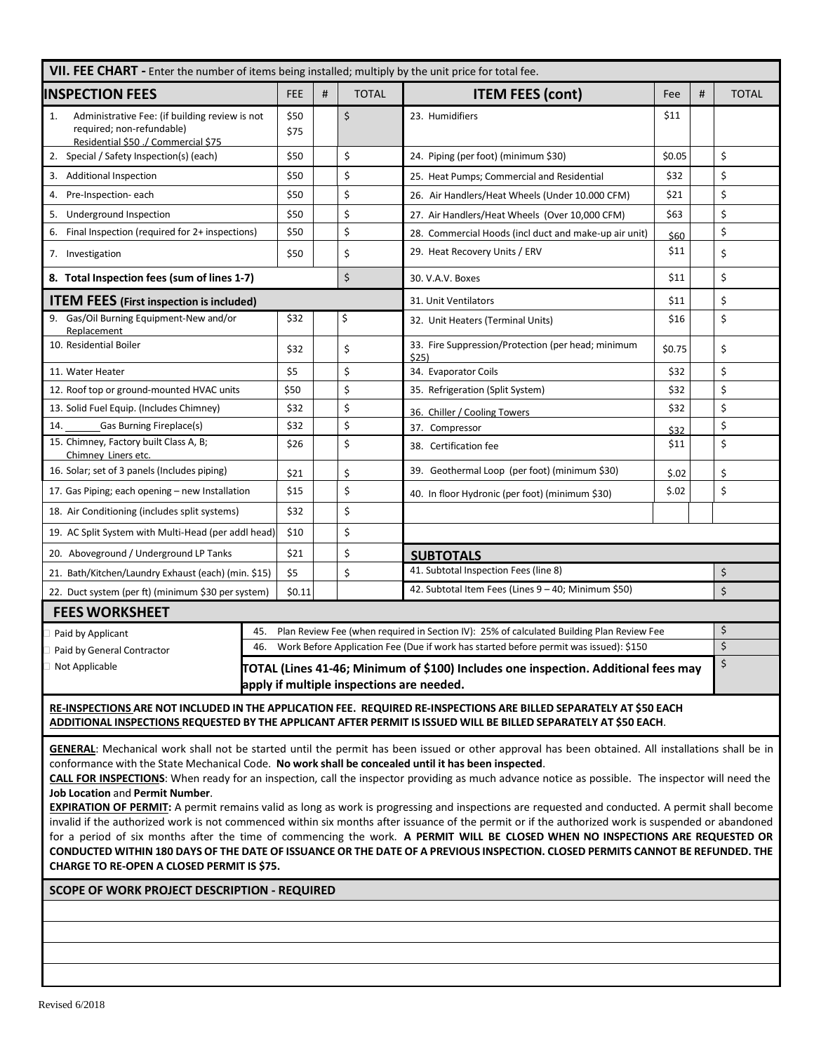## VII. FEE CHART - Enter the number of items being installed; multiply by the unit price for total fee.

| INSPECTION FEES | FEE | # | TOTAL | ITEM FEES (cont) | Fee | # | TOTAL |
|---|---|---|---|---|---|---|---|
| 1. Administrative Fee: (if building review is not required; non-refundable) Residential $50 ./ Commercial $75 | $50 $75 | | $ | 23. Humidifiers | $11 | | |
| 2. Special / Safety Inspection(s) (each) | $50 | | $ | 24. Piping (per foot) (minimum $30) | $0.05 | | $ |
| 3. Additional Inspection | $50 | | $ | 25. Heat Pumps; Commercial and Residential | $32 | | $ |
| 4. Pre-Inspection- each | $50 | | $ | 26. Air Handlers/Heat Wheels (Under 10.000 CFM) | $21 | | $ |
| 5. Underground Inspection | $50 | | $ | 27. Air Handlers/Heat Wheels (Over 10,000 CFM) | $63 | | $ |
| 6. Final Inspection (required for 2+ inspections) | $50 | | $ | 28. Commercial Hoods (incl duct and make-up air unit) | $60 | | $ |
| 7. Investigation | $50 | | $ | 29. Heat Recovery Units / ERV | $11 | | $ |
| **8. Total Inspection fees (sum of lines 1-7)** | | | $ | 30. V.A.V. Boxes | $11 | | $ |
| **ITEM FEES (First inspection is included)** | | | | 31. Unit Ventilators | $11 | | $ |
| 9. Gas/Oil Burning Equipment-New and/or Replacement | $32 | | $ | 32. Unit Heaters (Terminal Units) | $16 | | $ |
| 10. Residential Boiler | $32 | | $ | 33. Fire Suppression/Protection (per head; minimum $25) | $0.75 | | $ |
| 11. Water Heater | $5 | | $ | 34. Evaporator Coils | $32 | | $ |
| 12. Roof top or ground-mounted HVAC units | $50 | | $ | 35. Refrigeration (Split System) | $32 | | $ |
| 13. Solid Fuel Equip. (Includes Chimney) | $32 | | $ | 36. Chiller / Cooling Towers | $32 | | $ |
| 14. _______Gas Burning Fireplace(s) | $32 | | $ | 37. Compressor | $32 | | $ |
| 15. Chimney, Factory built Class A, B; Chimney Liners etc. | $26 | | $ | 38. Certification fee | $11 | | $ |
| 16. Solar; set of 3 panels (Includes piping) | $21 | | $ | 39. Geothermal Loop (per foot) (minimum $30) | $.02 | | $ |
| 17. Gas Piping; each opening – new Installation | $15 | | $ | 40. In floor Hydronic (per foot) (minimum $30) | $.02 | | $ |
| 18. Air Conditioning (includes split systems) | $32 | | $ | | | | |
| 19. AC Split System with Multi-Head (per addl head) | $10 | | $ | | | | |
| 20. Aboveground / Underground LP Tanks | $21 | | $ | **SUBTOTALS** | | | |
| 21. Bath/Kitchen/Laundry Exhaust (each) (min. $15) | $5 | | $ | 41. Subtotal Inspection Fees (line 8) | | | $ |
| 22. Duct system (per ft) (minimum $30 per system) | $0.11 | | | 42. Subtotal Item Fees (Lines 9 – 40; Minimum $50) | | | $ |

## FEES WORKSHEET

| | | |
|---|---|---|
| ☐ Paid by Applicant<br>☐ Paid by General Contractor<br>☐ Not Applicable | 45. Plan Review Fee (when required in Section IV): 25% of calculated Building Plan Review Fee | $ |
| | 46. Work Before Application Fee (Due if work has started before permit was issued): $150 | $ |
| | **TOTAL (Lines 41-46; Minimum of $100) Includes one inspection. Additional fees may apply if multiple inspections are needed.** | $ |

**RE-INSPECTIONS ARE NOT INCLUDED IN THE APPLICATION FEE. REQUIRED RE-INSPECTIONS ARE BILLED SEPARATELY AT $50 EACH ADDITIONAL INSPECTIONS REQUESTED BY THE APPLICANT AFTER PERMIT IS ISSUED WILL BE BILLED SEPARATELY AT $50 EACH**.

**GENERAL**: Mechanical work shall not be started until the permit has been issued or other approval has been obtained. All installations shall be in conformance with the State Mechanical Code. **No work shall be concealed until it has been inspected**.

**CALL FOR INSPECTIONS**: When ready for an inspection, call the inspector providing as much advance notice as possible. The inspector will need the **Job Location** and **Permit Number**.

**EXPIRATION OF PERMIT:** A permit remains valid as long as work is progressing and inspections are requested and conducted. A permit shall become invalid if the authorized work is not commenced within six months after issuance of the permit or if the authorized work is suspended or abandoned for a period of six months after the time of commencing the work. **A PERMIT WILL BE CLOSED WHEN NO INSPECTIONS ARE REQUESTED OR CONDUCTED WITHIN 180 DAYS OF THE DATE OF ISSUANCE OR THE DATE OF A PREVIOUS INSPECTION. CLOSED PERMITS CANNOT BE REFUNDED. THE CHARGE TO RE-OPEN A CLOSED PERMIT IS $75.**

**SCOPE OF WORK PROJECT DESCRIPTION - REQUIRED**

Revised 6/2018